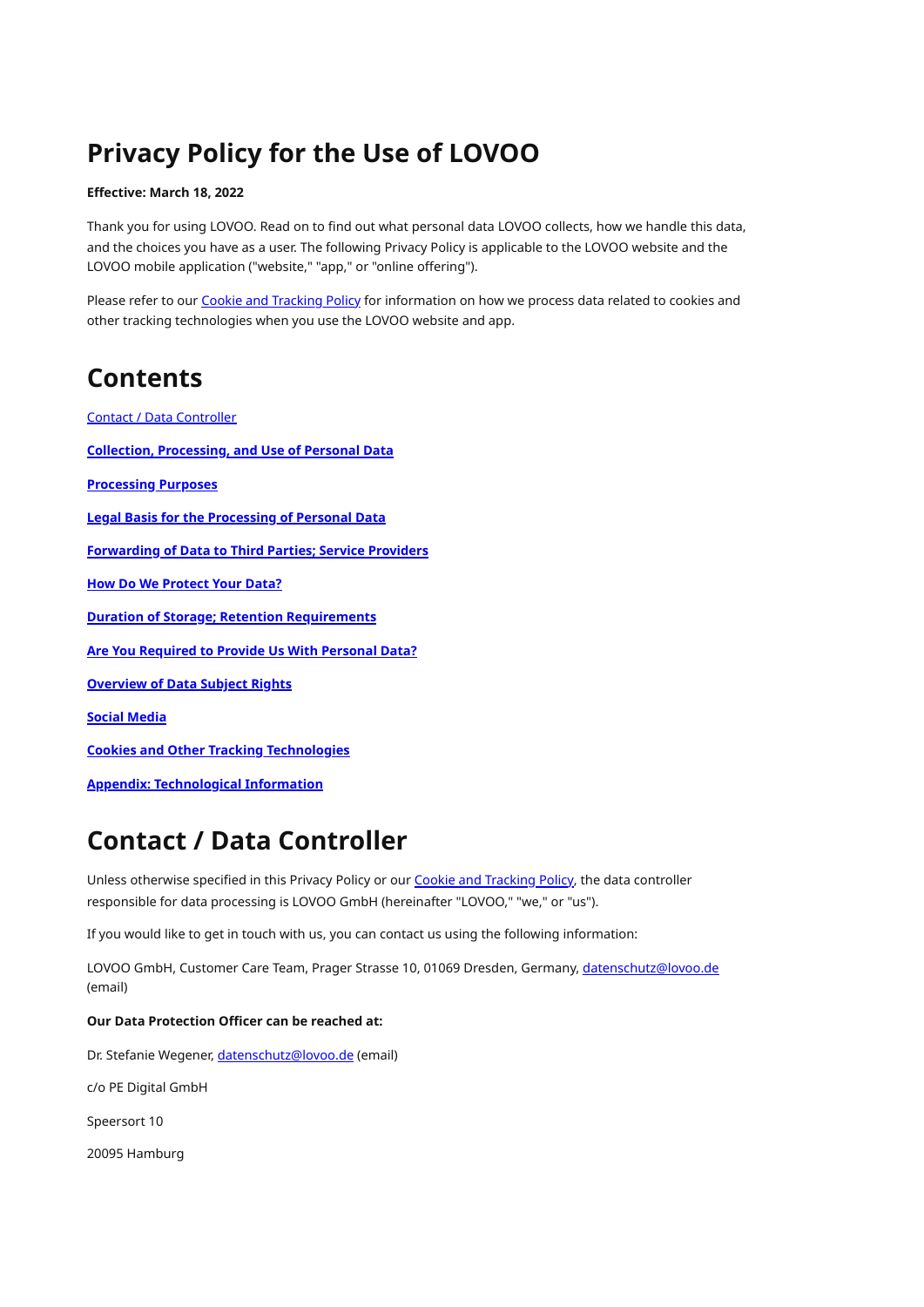# Privacy Policy for the Use of LOVOO

**Effective: March 18, 2022**

Thank you for using LOVOO. Read on to find out what personal data LOVOO collects, how we handle this data, and the choices you have as a user. The following Privacy Policy is applicable to the LOVOO website and the LOVOO mobile application ("website," "app," or "online offering").

Please refer to our [Cookie and Tracking Policy](#) for information on how we process data related to cookies and other tracking technologies when you use the LOVOO website and app.

## Contents

[Contact / Data Controller](#)

**[Collection, Processing, and Use of Personal Data](#)**

**[Processing Purposes](#)**

**[Legal Basis for the Processing of Personal Data](#)**

**[Forwarding of Data to Third Parties; Service Providers](#)**

**[How Do We Protect Your Data?](#)**

**[Duration of Storage; Retention Requirements](#)**

**[Are You Required to Provide Us With Personal Data?](#)**

**[Overview of Data Subject Rights](#)**

**[Social Media](#)**

**[Cookies and Other Tracking Technologies](#)**

**[Appendix: Technological Information](#)**

## Contact / Data Controller

Unless otherwise specified in this Privacy Policy or our [Cookie and Tracking Policy](#), the data controller responsible for data processing is LOVOO GmbH (hereinafter "LOVOO," "we," or "us").

If you would like to get in touch with us, you can contact us using the following information:

LOVOO GmbH, Customer Care Team, Prager Strasse 10, 01069 Dresden, Germany, datenschutz@lovoo.de (email)

**Our Data Protection Officer can be reached at:**

Dr. Stefanie Wegener, datenschutz@lovoo.de (email)

c/o PE Digital GmbH

Speersort 10

20095 Hamburg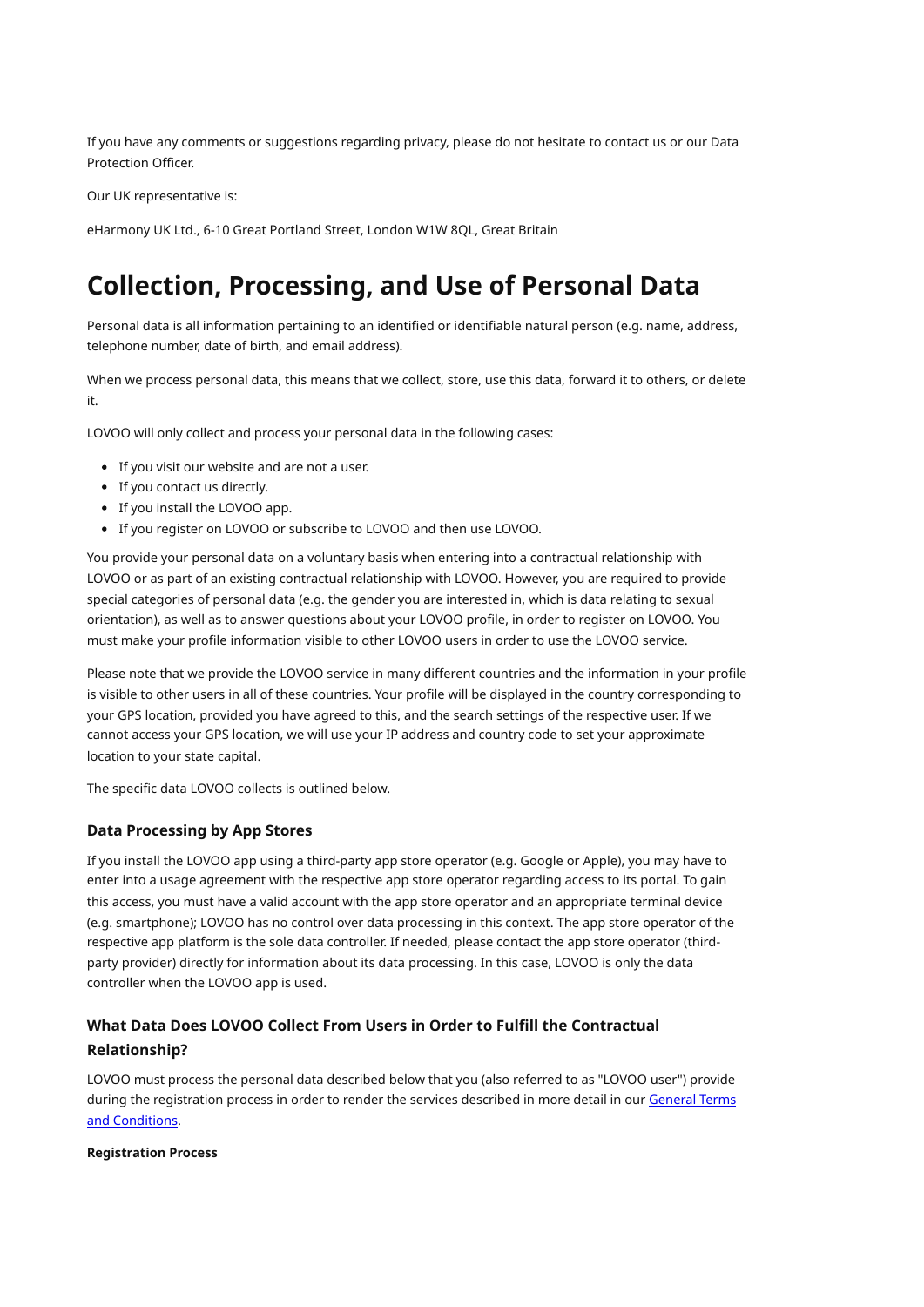If you have any comments or suggestions regarding privacy, please do not hesitate to contact us or our Data Protection Officer.

Our UK representative is:

eHarmony UK Ltd., 6-10 Great Portland Street, London W1W 8QL, Great Britain

# Collection, Processing, and Use of Personal Data

Personal data is all information pertaining to an identified or identifiable natural person (e.g. name, address, telephone number, date of birth, and email address).

When we process personal data, this means that we collect, store, use this data, forward it to others, or delete it.

LOVOO will only collect and process your personal data in the following cases:

- If you visit our website and are not a user.
- If you contact us directly.
- If you install the LOVOO app.
- If you register on LOVOO or subscribe to LOVOO and then use LOVOO.

You provide your personal data on a voluntary basis when entering into a contractual relationship with LOVOO or as part of an existing contractual relationship with LOVOO. However, you are required to provide special categories of personal data (e.g. the gender you are interested in, which is data relating to sexual orientation), as well as to answer questions about your LOVOO profile, in order to register on LOVOO. You must make your profile information visible to other LOVOO users in order to use the LOVOO service.

Please note that we provide the LOVOO service in many different countries and the information in your profile is visible to other users in all of these countries. Your profile will be displayed in the country corresponding to your GPS location, provided you have agreed to this, and the search settings of the respective user. If we cannot access your GPS location, we will use your IP address and country code to set your approximate location to your state capital.

The specific data LOVOO collects is outlined below.

### Data Processing by App Stores

If you install the LOVOO app using a third-party app store operator (e.g. Google or Apple), you may have to enter into a usage agreement with the respective app store operator regarding access to its portal. To gain this access, you must have a valid account with the app store operator and an appropriate terminal device (e.g. smartphone); LOVOO has no control over data processing in this context. The app store operator of the respective app platform is the sole data controller. If needed, please contact the app store operator (third-party provider) directly for information about its data processing. In this case, LOVOO is only the data controller when the LOVOO app is used.

### What Data Does LOVOO Collect From Users in Order to Fulfill the Contractual Relationship?

LOVOO must process the personal data described below that you (also referred to as "LOVOO user") provide during the registration process in order to render the services described in more detail in our [General Terms and Conditions](#).

**Registration Process**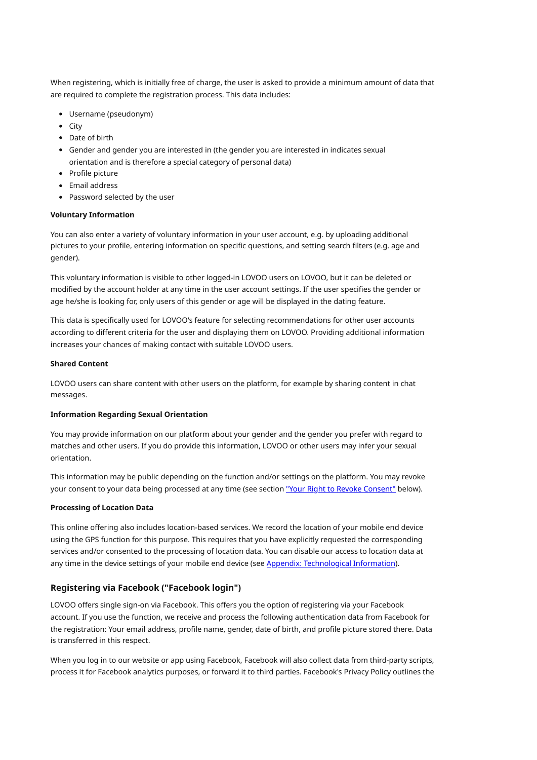When registering, which is initially free of charge, the user is asked to provide a minimum amount of data that are required to complete the registration process. This data includes:

- Username (pseudonym)
- City
- Date of birth
- Gender and gender you are interested in (the gender you are interested in indicates sexual orientation and is therefore a special category of personal data)
- Profile picture
- Email address
- Password selected by the user

**Voluntary Information**

You can also enter a variety of voluntary information in your user account, e.g. by uploading additional pictures to your profile, entering information on specific questions, and setting search filters (e.g. age and gender).

This voluntary information is visible to other logged-in LOVOO users on LOVOO, but it can be deleted or modified by the account holder at any time in the user account settings. If the user specifies the gender or age he/she is looking for, only users of this gender or age will be displayed in the dating feature.

This data is specifically used for LOVOO's feature for selecting recommendations for other user accounts according to different criteria for the user and displaying them on LOVOO. Providing additional information increases your chances of making contact with suitable LOVOO users.

**Shared Content**

LOVOO users can share content with other users on the platform, for example by sharing content in chat messages.

**Information Regarding Sexual Orientation**

You may provide information on our platform about your gender and the gender you prefer with regard to matches and other users. If you do provide this information, LOVOO or other users may infer your sexual orientation.

This information may be public depending on the function and/or settings on the platform. You may revoke your consent to your data being processed at any time (see section "Your Right to Revoke Consent" below).

**Processing of Location Data**

This online offering also includes location-based services. We record the location of your mobile end device using the GPS function for this purpose. This requires that you have explicitly requested the corresponding services and/or consented to the processing of location data. You can disable our access to location data at any time in the device settings of your mobile end device (see Appendix: Technological Information).

### Registering via Facebook ("Facebook login")

LOVOO offers single sign-on via Facebook. This offers you the option of registering via your Facebook account. If you use the function, we receive and process the following authentication data from Facebook for the registration: Your email address, profile name, gender, date of birth, and profile picture stored there. Data is transferred in this respect.

When you log in to our website or app using Facebook, Facebook will also collect data from third-party scripts, process it for Facebook analytics purposes, or forward it to third parties. Facebook's Privacy Policy outlines the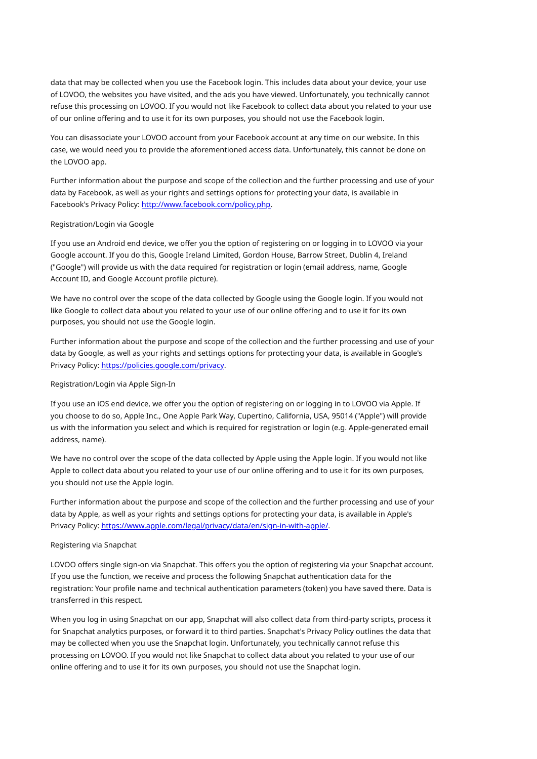data that may be collected when you use the Facebook login. This includes data about your device, your use of LOVOO, the websites you have visited, and the ads you have viewed. Unfortunately, you technically cannot refuse this processing on LOVOO. If you would not like Facebook to collect data about you related to your use of our online offering and to use it for its own purposes, you should not use the Facebook login.

You can disassociate your LOVOO account from your Facebook account at any time on our website. In this case, we would need you to provide the aforementioned access data. Unfortunately, this cannot be done on the LOVOO app.

Further information about the purpose and scope of the collection and the further processing and use of your data by Facebook, as well as your rights and settings options for protecting your data, is available in Facebook's Privacy Policy: [http://www.facebook.com/policy.php](http://www.facebook.com/policy.php).

Registration/Login via Google

If you use an Android end device, we offer you the option of registering on or logging in to LOVOO via your Google account. If you do this, Google Ireland Limited, Gordon House, Barrow Street, Dublin 4, Ireland ("Google") will provide us with the data required for registration or login (email address, name, Google Account ID, and Google Account profile picture).

We have no control over the scope of the data collected by Google using the Google login. If you would not like Google to collect data about you related to your use of our online offering and to use it for its own purposes, you should not use the Google login.

Further information about the purpose and scope of the collection and the further processing and use of your data by Google, as well as your rights and settings options for protecting your data, is available in Google's Privacy Policy: [https://policies.google.com/privacy](https://policies.google.com/privacy).

Registration/Login via Apple Sign-In

If you use an iOS end device, we offer you the option of registering on or logging in to LOVOO via Apple. If you choose to do so, Apple Inc., One Apple Park Way, Cupertino, California, USA, 95014 ("Apple") will provide us with the information you select and which is required for registration or login (e.g. Apple-generated email address, name).

We have no control over the scope of the data collected by Apple using the Apple login. If you would not like Apple to collect data about you related to your use of our online offering and to use it for its own purposes, you should not use the Apple login.

Further information about the purpose and scope of the collection and the further processing and use of your data by Apple, as well as your rights and settings options for protecting your data, is available in Apple's Privacy Policy: [https://www.apple.com/legal/privacy/data/en/sign-in-with-apple/](https://www.apple.com/legal/privacy/data/en/sign-in-with-apple/).

Registering via Snapchat

LOVOO offers single sign-on via Snapchat. This offers you the option of registering via your Snapchat account. If you use the function, we receive and process the following Snapchat authentication data for the registration: Your profile name and technical authentication parameters (token) you have saved there. Data is transferred in this respect.

When you log in using Snapchat on our app, Snapchat will also collect data from third-party scripts, process it for Snapchat analytics purposes, or forward it to third parties. Snapchat's Privacy Policy outlines the data that may be collected when you use the Snapchat login. Unfortunately, you technically cannot refuse this processing on LOVOO. If you would not like Snapchat to collect data about you related to your use of our online offering and to use it for its own purposes, you should not use the Snapchat login.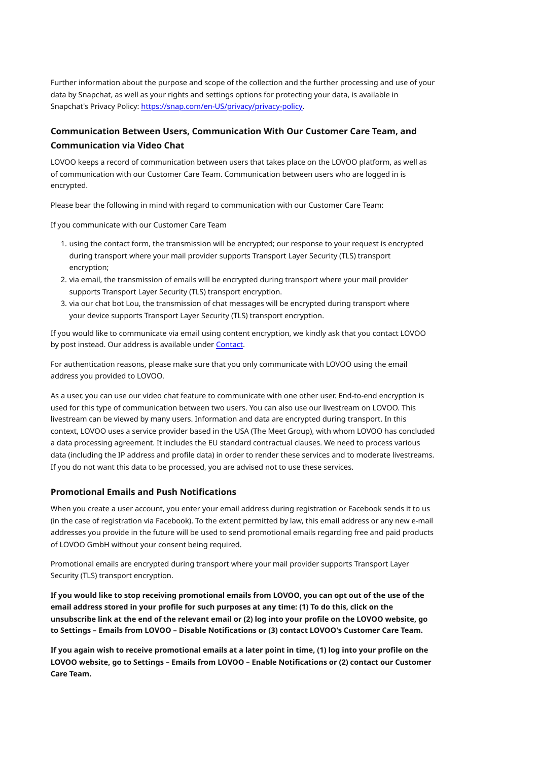Further information about the purpose and scope of the collection and the further processing and use of your data by Snapchat, as well as your rights and settings options for protecting your data, is available in Snapchat's Privacy Policy: [https://snap.com/en-US/privacy/privacy-policy](https://snap.com/en-US/privacy/privacy-policy).

### Communication Between Users, Communication With Our Customer Care Team, and Communication via Video Chat

LOVOO keeps a record of communication between users that takes place on the LOVOO platform, as well as of communication with our Customer Care Team. Communication between users who are logged in is encrypted.

Please bear the following in mind with regard to communication with our Customer Care Team:

If you communicate with our Customer Care Team

1. using the contact form, the transmission will be encrypted; our response to your request is encrypted during transport where your mail provider supports Transport Layer Security (TLS) transport encryption;
2. via email, the transmission of emails will be encrypted during transport where your mail provider supports Transport Layer Security (TLS) transport encryption.
3. via our chat bot Lou, the transmission of chat messages will be encrypted during transport where your device supports Transport Layer Security (TLS) transport encryption.

If you would like to communicate via email using content encryption, we kindly ask that you contact LOVOO by post instead. Our address is available under [Contact].

For authentication reasons, please make sure that you only communicate with LOVOO using the email address you provided to LOVOO.

As a user, you can use our video chat feature to communicate with one other user. End-to-end encryption is used for this type of communication between two users. You can also use our livestream on LOVOO. This livestream can be viewed by many users. Information and data are encrypted during transport. In this context, LOVOO uses a service provider based in the USA (The Meet Group), with whom LOVOO has concluded a data processing agreement. It includes the EU standard contractual clauses. We need to process various data (including the IP address and profile data) in order to render these services and to moderate livestreams. If you do not want this data to be processed, you are advised not to use these services.

### Promotional Emails and Push Notifications

When you create a user account, you enter your email address during registration or Facebook sends it to us (in the case of registration via Facebook). To the extent permitted by law, this email address or any new e-mail addresses you provide in the future will be used to send promotional emails regarding free and paid products of LOVOO GmbH without your consent being required.

Promotional emails are encrypted during transport where your mail provider supports Transport Layer Security (TLS) transport encryption.

**If you would like to stop receiving promotional emails from LOVOO, you can opt out of the use of the email address stored in your profile for such purposes at any time: (1) To do this, click on the unsubscribe link at the end of the relevant email or (2) log into your profile on the LOVOO website, go to Settings – Emails from LOVOO – Disable Notifications or (3) contact LOVOO's Customer Care Team.**

**If you again wish to receive promotional emails at a later point in time, (1) log into your profile on the LOVOO website, go to Settings – Emails from LOVOO – Enable Notifications or (2) contact our Customer Care Team.**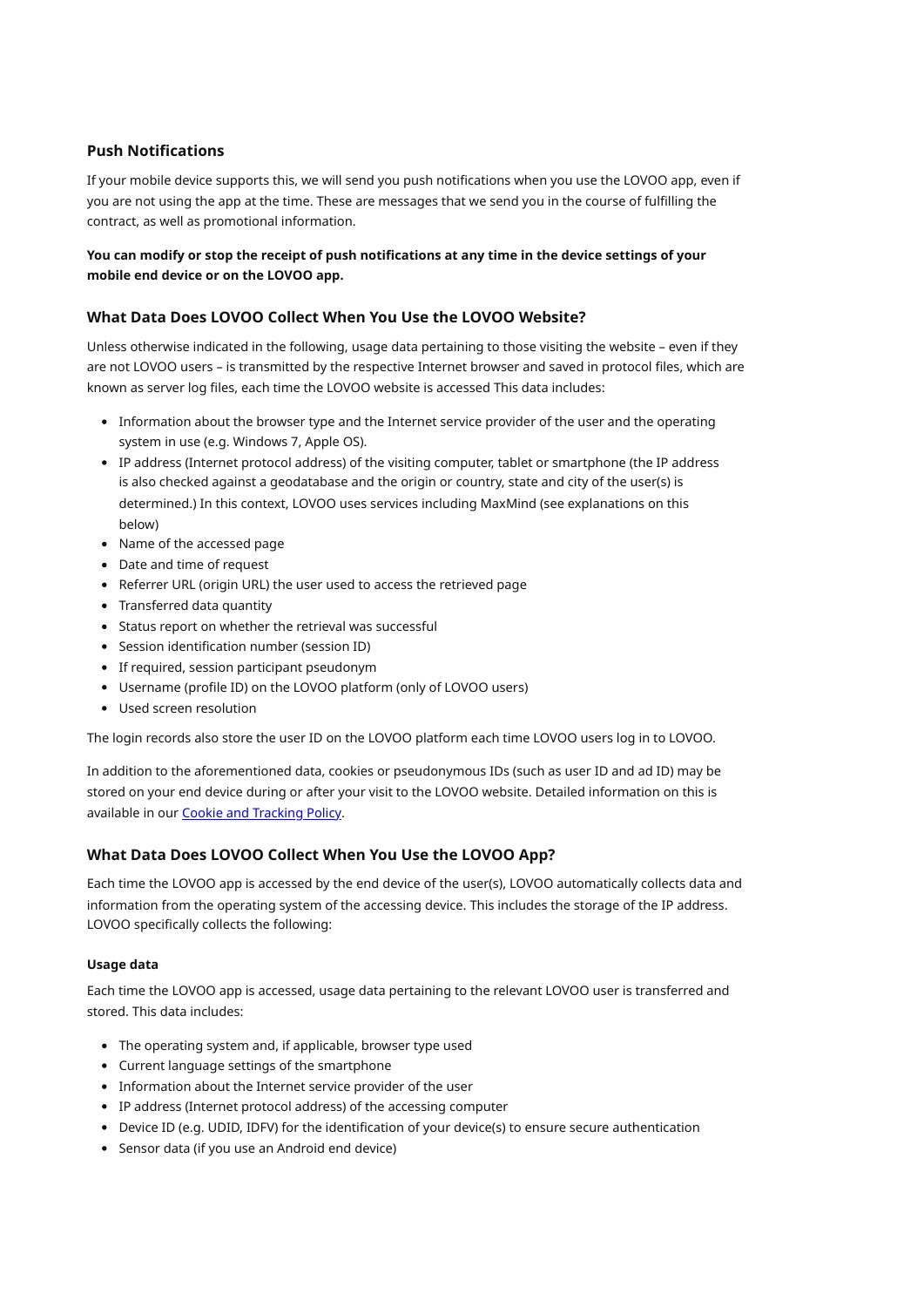### Push Notifications

If your mobile device supports this, we will send you push notifications when you use the LOVOO app, even if you are not using the app at the time. These are messages that we send you in the course of fulfilling the contract, as well as promotional information.

**You can modify or stop the receipt of push notifications at any time in the device settings of your mobile end device or on the LOVOO app.**

## What Data Does LOVOO Collect When You Use the LOVOO Website?

Unless otherwise indicated in the following, usage data pertaining to those visiting the website – even if they are not LOVOO users – is transmitted by the respective Internet browser and saved in protocol files, which are known as server log files, each time the LOVOO website is accessed This data includes:

- Information about the browser type and the Internet service provider of the user and the operating system in use (e.g. Windows 7, Apple OS).
- IP address (Internet protocol address) of the visiting computer, tablet or smartphone (the IP address is also checked against a geodatabase and the origin or country, state and city of the user(s) is determined.) In this context, LOVOO uses services including MaxMind (see explanations on this below)
- Name of the accessed page
- Date and time of request
- Referrer URL (origin URL) the user used to access the retrieved page
- Transferred data quantity
- Status report on whether the retrieval was successful
- Session identification number (session ID)
- If required, session participant pseudonym
- Username (profile ID) on the LOVOO platform (only of LOVOO users)
- Used screen resolution

The login records also store the user ID on the LOVOO platform each time LOVOO users log in to LOVOO.

In addition to the aforementioned data, cookies or pseudonymous IDs (such as user ID and ad ID) may be stored on your end device during or after your visit to the LOVOO website. Detailed information on this is available in our Cookie and Tracking Policy.

## What Data Does LOVOO Collect When You Use the LOVOO App?

Each time the LOVOO app is accessed by the end device of the user(s), LOVOO automatically collects data and information from the operating system of the accessing device. This includes the storage of the IP address. LOVOO specifically collects the following:

#### Usage data

Each time the LOVOO app is accessed, usage data pertaining to the relevant LOVOO user is transferred and stored. This data includes:

- The operating system and, if applicable, browser type used
- Current language settings of the smartphone
- Information about the Internet service provider of the user
- IP address (Internet protocol address) of the accessing computer
- Device ID (e.g. UDID, IDFV) for the identification of your device(s) to ensure secure authentication
- Sensor data (if you use an Android end device)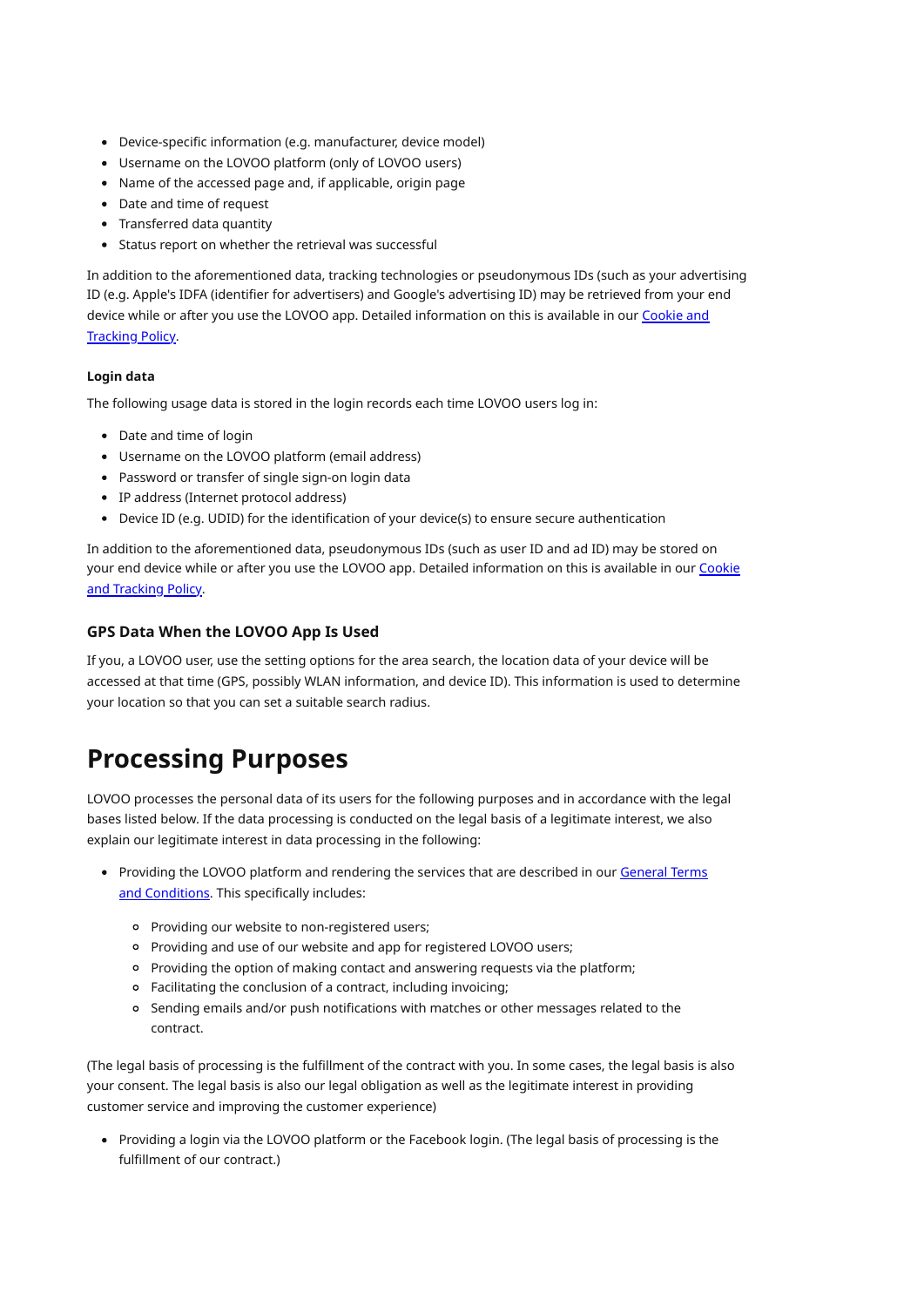- Device-specific information (e.g. manufacturer, device model)
- Username on the LOVOO platform (only of LOVOO users)
- Name of the accessed page and, if applicable, origin page
- Date and time of request
- Transferred data quantity
- Status report on whether the retrieval was successful

In addition to the aforementioned data, tracking technologies or pseudonymous IDs (such as your advertising ID (e.g. Apple's IDFA (identifier for advertisers) and Google's advertising ID) may be retrieved from your end device while or after you use the LOVOO app. Detailed information on this is available in our Cookie and Tracking Policy.

**Login data**

The following usage data is stored in the login records each time LOVOO users log in:

- Date and time of login
- Username on the LOVOO platform (email address)
- Password or transfer of single sign-on login data
- IP address (Internet protocol address)
- Device ID (e.g. UDID) for the identification of your device(s) to ensure secure authentication

In addition to the aforementioned data, pseudonymous IDs (such as user ID and ad ID) may be stored on your end device while or after you use the LOVOO app. Detailed information on this is available in our Cookie and Tracking Policy.

### GPS Data When the LOVOO App Is Used

If you, a LOVOO user, use the setting options for the area search, the location data of your device will be accessed at that time (GPS, possibly WLAN information, and device ID). This information is used to determine your location so that you can set a suitable search radius.

# Processing Purposes

LOVOO processes the personal data of its users for the following purposes and in accordance with the legal bases listed below. If the data processing is conducted on the legal basis of a legitimate interest, we also explain our legitimate interest in data processing in the following:

- Providing the LOVOO platform and rendering the services that are described in our General Terms and Conditions. This specifically includes:
    - Providing our website to non-registered users;
    - Providing and use of our website and app for registered LOVOO users;
    - Providing the option of making contact and answering requests via the platform;
    - Facilitating the conclusion of a contract, including invoicing;
    - Sending emails and/or push notifications with matches or other messages related to the contract.

(The legal basis of processing is the fulfillment of the contract with you. In some cases, the legal basis is also your consent. The legal basis is also our legal obligation as well as the legitimate interest in providing customer service and improving the customer experience)

- Providing a login via the LOVOO platform or the Facebook login. (The legal basis of processing is the fulfillment of our contract.)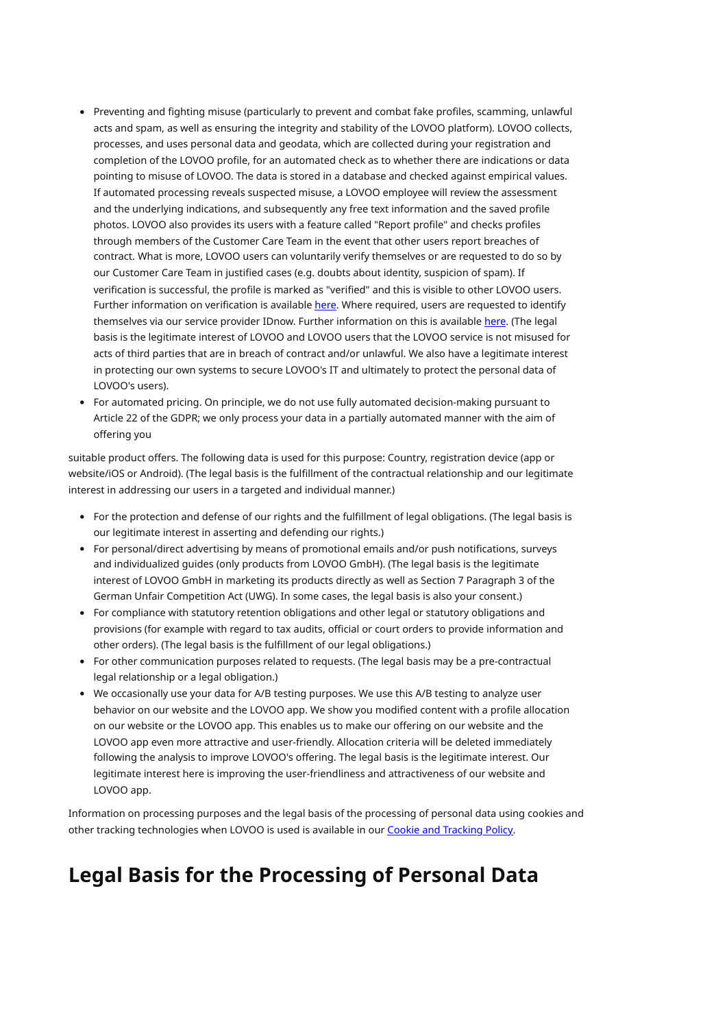- Preventing and fighting misuse (particularly to prevent and combat fake profiles, scamming, unlawful acts and spam, as well as ensuring the integrity and stability of the LOVOO platform). LOVOO collects, processes, and uses personal data and geodata, which are collected during your registration and completion of the LOVOO profile, for an automated check as to whether there are indications or data pointing to misuse of LOVOO. The data is stored in a database and checked against empirical values. If automated processing reveals suspected misuse, a LOVOO employee will review the assessment and the underlying indications, and subsequently any free text information and the saved profile photos. LOVOO also provides its users with a feature called "Report profile" and checks profiles through members of the Customer Care Team in the event that other users report breaches of contract. What is more, LOVOO users can voluntarily verify themselves or are requested to do so by our Customer Care Team in justified cases (e.g. doubts about identity, suspicion of spam). If verification is successful, the profile is marked as "verified" and this is visible to other LOVOO users. Further information on verification is available here. Where required, users are requested to identify themselves via our service provider IDnow. Further information on this is available here. (The legal basis is the legitimate interest of LOVOO and LOVOO users that the LOVOO service is not misused for acts of third parties that are in breach of contract and/or unlawful. We also have a legitimate interest in protecting our own systems to secure LOVOO's IT and ultimately to protect the personal data of LOVOO's users).
- For automated pricing. On principle, we do not use fully automated decision-making pursuant to Article 22 of the GDPR; we only process your data in a partially automated manner with the aim of offering you

suitable product offers. The following data is used for this purpose: Country, registration device (app or website/iOS or Android). (The legal basis is the fulfillment of the contractual relationship and our legitimate interest in addressing our users in a targeted and individual manner.)

- For the protection and defense of our rights and the fulfillment of legal obligations. (The legal basis is our legitimate interest in asserting and defending our rights.)
- For personal/direct advertising by means of promotional emails and/or push notifications, surveys and individualized guides (only products from LOVOO GmbH). (The legal basis is the legitimate interest of LOVOO GmbH in marketing its products directly as well as Section 7 Paragraph 3 of the German Unfair Competition Act (UWG). In some cases, the legal basis is also your consent.)
- For compliance with statutory retention obligations and other legal or statutory obligations and provisions (for example with regard to tax audits, official or court orders to provide information and other orders). (The legal basis is the fulfillment of our legal obligations.)
- For other communication purposes related to requests. (The legal basis may be a pre-contractual legal relationship or a legal obligation.)
- We occasionally use your data for A/B testing purposes. We use this A/B testing to analyze user behavior on our website and the LOVOO app. We show you modified content with a profile allocation on our website or the LOVOO app. This enables us to make our offering on our website and the LOVOO app even more attractive and user-friendly. Allocation criteria will be deleted immediately following the analysis to improve LOVOO's offering. The legal basis is the legitimate interest. Our legitimate interest here is improving the user-friendliness and attractiveness of our website and LOVOO app.

Information on processing purposes and the legal basis of the processing of personal data using cookies and other tracking technologies when LOVOO is used is available in our Cookie and Tracking Policy.

# Legal Basis for the Processing of Personal Data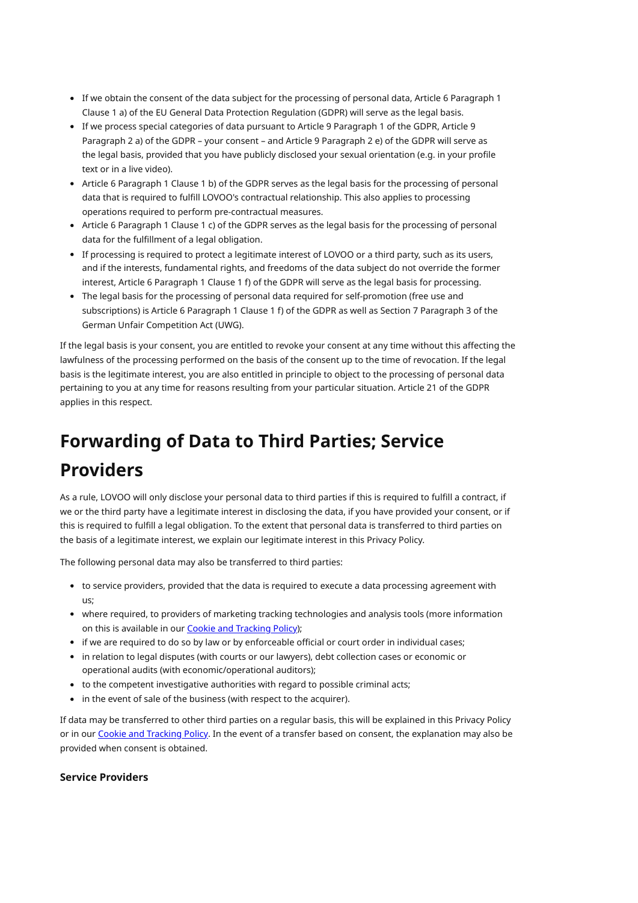- If we obtain the consent of the data subject for the processing of personal data, Article 6 Paragraph 1 Clause 1 a) of the EU General Data Protection Regulation (GDPR) will serve as the legal basis.
- If we process special categories of data pursuant to Article 9 Paragraph 1 of the GDPR, Article 9 Paragraph 2 a) of the GDPR – your consent – and Article 9 Paragraph 2 e) of the GDPR will serve as the legal basis, provided that you have publicly disclosed your sexual orientation (e.g. in your profile text or in a live video).
- Article 6 Paragraph 1 Clause 1 b) of the GDPR serves as the legal basis for the processing of personal data that is required to fulfill LOVOO's contractual relationship. This also applies to processing operations required to perform pre-contractual measures.
- Article 6 Paragraph 1 Clause 1 c) of the GDPR serves as the legal basis for the processing of personal data for the fulfillment of a legal obligation.
- If processing is required to protect a legitimate interest of LOVOO or a third party, such as its users, and if the interests, fundamental rights, and freedoms of the data subject do not override the former interest, Article 6 Paragraph 1 Clause 1 f) of the GDPR will serve as the legal basis for processing.
- The legal basis for the processing of personal data required for self-promotion (free use and subscriptions) is Article 6 Paragraph 1 Clause 1 f) of the GDPR as well as Section 7 Paragraph 3 of the German Unfair Competition Act (UWG).

If the legal basis is your consent, you are entitled to revoke your consent at any time without this affecting the lawfulness of the processing performed on the basis of the consent up to the time of revocation. If the legal basis is the legitimate interest, you are also entitled in principle to object to the processing of personal data pertaining to you at any time for reasons resulting from your particular situation. Article 21 of the GDPR applies in this respect.

# Forwarding of Data to Third Parties; Service Providers

As a rule, LOVOO will only disclose your personal data to third parties if this is required to fulfill a contract, if we or the third party have a legitimate interest in disclosing the data, if you have provided your consent, or if this is required to fulfill a legal obligation. To the extent that personal data is transferred to third parties on the basis of a legitimate interest, we explain our legitimate interest in this Privacy Policy.

The following personal data may also be transferred to third parties:

- to service providers, provided that the data is required to execute a data processing agreement with us;
- where required, to providers of marketing tracking technologies and analysis tools (more information on this is available in our [Cookie and Tracking Policy]);
- if we are required to do so by law or by enforceable official or court order in individual cases;
- in relation to legal disputes (with courts or our lawyers), debt collection cases or economic or operational audits (with economic/operational auditors);
- to the competent investigative authorities with regard to possible criminal acts;
- in the event of sale of the business (with respect to the acquirer).

If data may be transferred to other third parties on a regular basis, this will be explained in this Privacy Policy or in our [Cookie and Tracking Policy]. In the event of a transfer based on consent, the explanation may also be provided when consent is obtained.

### Service Providers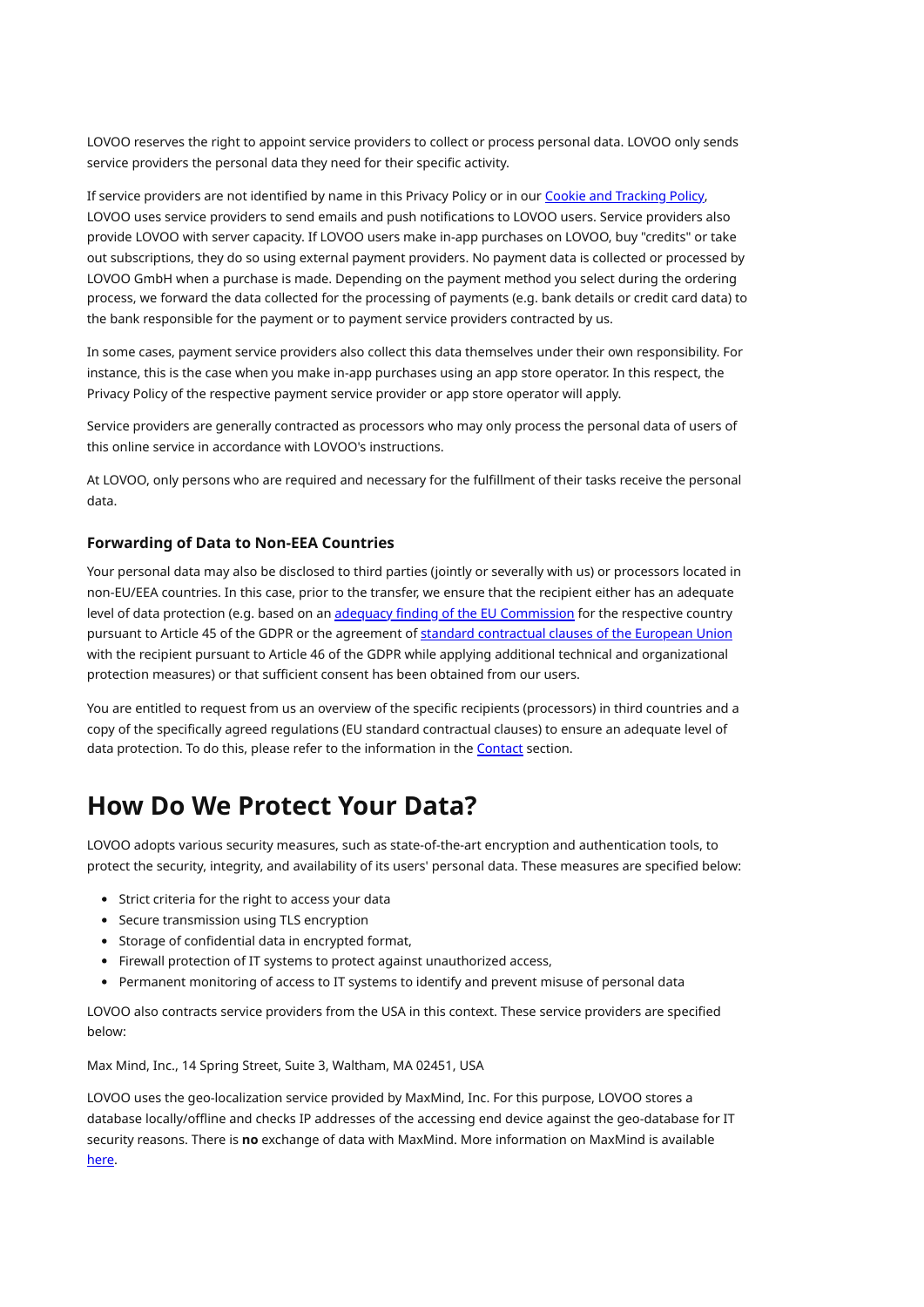LOVOO reserves the right to appoint service providers to collect or process personal data. LOVOO only sends service providers the personal data they need for their specific activity.

If service providers are not identified by name in this Privacy Policy or in our [Cookie and Tracking Policy](), LOVOO uses service providers to send emails and push notifications to LOVOO users. Service providers also provide LOVOO with server capacity. If LOVOO users make in-app purchases on LOVOO, buy "credits" or take out subscriptions, they do so using external payment providers. No payment data is collected or processed by LOVOO GmbH when a purchase is made. Depending on the payment method you select during the ordering process, we forward the data collected for the processing of payments (e.g. bank details or credit card data) to the bank responsible for the payment or to payment service providers contracted by us.

In some cases, payment service providers also collect this data themselves under their own responsibility. For instance, this is the case when you make in-app purchases using an app store operator. In this respect, the Privacy Policy of the respective payment service provider or app store operator will apply.

Service providers are generally contracted as processors who may only process the personal data of users of this online service in accordance with LOVOO's instructions.

At LOVOO, only persons who are required and necessary for the fulfillment of their tasks receive the personal data.

### Forwarding of Data to Non-EEA Countries

Your personal data may also be disclosed to third parties (jointly or severally with us) or processors located in non-EU/EEA countries. In this case, prior to the transfer, we ensure that the recipient either has an adequate level of data protection (e.g. based on an [adequacy finding of the EU Commission]() for the respective country pursuant to Article 45 of the GDPR or the agreement of [standard contractual clauses of the European Union]() with the recipient pursuant to Article 46 of the GDPR while applying additional technical and organizational protection measures) or that sufficient consent has been obtained from our users.

You are entitled to request from us an overview of the specific recipients (processors) in third countries and a copy of the specifically agreed regulations (EU standard contractual clauses) to ensure an adequate level of data protection. To do this, please refer to the information in the [Contact]() section.

# How Do We Protect Your Data?

LOVOO adopts various security measures, such as state-of-the-art encryption and authentication tools, to protect the security, integrity, and availability of its users' personal data. These measures are specified below:

- Strict criteria for the right to access your data
- Secure transmission using TLS encryption
- Storage of confidential data in encrypted format,
- Firewall protection of IT systems to protect against unauthorized access,
- Permanent monitoring of access to IT systems to identify and prevent misuse of personal data

LOVOO also contracts service providers from the USA in this context. These service providers are specified below:

Max Mind, Inc., 14 Spring Street, Suite 3, Waltham, MA 02451, USA

LOVOO uses the geo-localization service provided by MaxMind, Inc. For this purpose, LOVOO stores a database locally/offline and checks IP addresses of the accessing end device against the geo-database for IT security reasons. There is **no** exchange of data with MaxMind. More information on MaxMind is available [here]().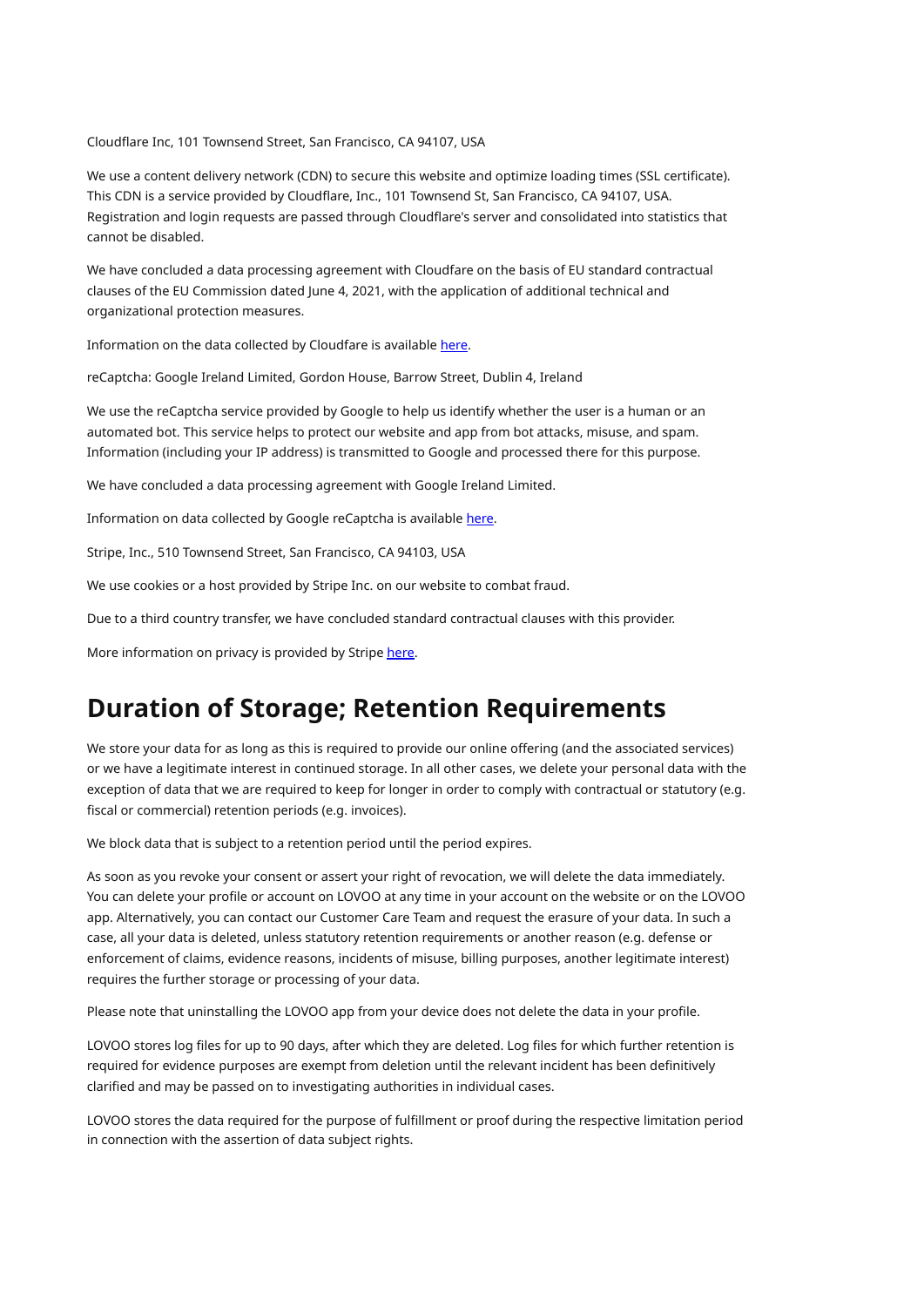Cloudflare Inc, 101 Townsend Street, San Francisco, CA 94107, USA

We use a content delivery network (CDN) to secure this website and optimize loading times (SSL certificate). This CDN is a service provided by Cloudflare, Inc., 101 Townsend St, San Francisco, CA 94107, USA. Registration and login requests are passed through Cloudflare's server and consolidated into statistics that cannot be disabled.

We have concluded a data processing agreement with Cloudfare on the basis of EU standard contractual clauses of the EU Commission dated June 4, 2021, with the application of additional technical and organizational protection measures.

Information on the data collected by Cloudfare is available here.

reCaptcha: Google Ireland Limited, Gordon House, Barrow Street, Dublin 4, Ireland

We use the reCaptcha service provided by Google to help us identify whether the user is a human or an automated bot. This service helps to protect our website and app from bot attacks, misuse, and spam. Information (including your IP address) is transmitted to Google and processed there for this purpose.

We have concluded a data processing agreement with Google Ireland Limited.

Information on data collected by Google reCaptcha is available here.

Stripe, Inc., 510 Townsend Street, San Francisco, CA 94103, USA

We use cookies or a host provided by Stripe Inc. on our website to combat fraud.

Due to a third country transfer, we have concluded standard contractual clauses with this provider.

More information on privacy is provided by Stripe here.

# Duration of Storage; Retention Requirements

We store your data for as long as this is required to provide our online offering (and the associated services) or we have a legitimate interest in continued storage. In all other cases, we delete your personal data with the exception of data that we are required to keep for longer in order to comply with contractual or statutory (e.g. fiscal or commercial) retention periods (e.g. invoices).

We block data that is subject to a retention period until the period expires.

As soon as you revoke your consent or assert your right of revocation, we will delete the data immediately. You can delete your profile or account on LOVOO at any time in your account on the website or on the LOVOO app. Alternatively, you can contact our Customer Care Team and request the erasure of your data. In such a case, all your data is deleted, unless statutory retention requirements or another reason (e.g. defense or enforcement of claims, evidence reasons, incidents of misuse, billing purposes, another legitimate interest) requires the further storage or processing of your data.

Please note that uninstalling the LOVOO app from your device does not delete the data in your profile.

LOVOO stores log files for up to 90 days, after which they are deleted. Log files for which further retention is required for evidence purposes are exempt from deletion until the relevant incident has been definitively clarified and may be passed on to investigating authorities in individual cases.

LOVOO stores the data required for the purpose of fulfillment or proof during the respective limitation period in connection with the assertion of data subject rights.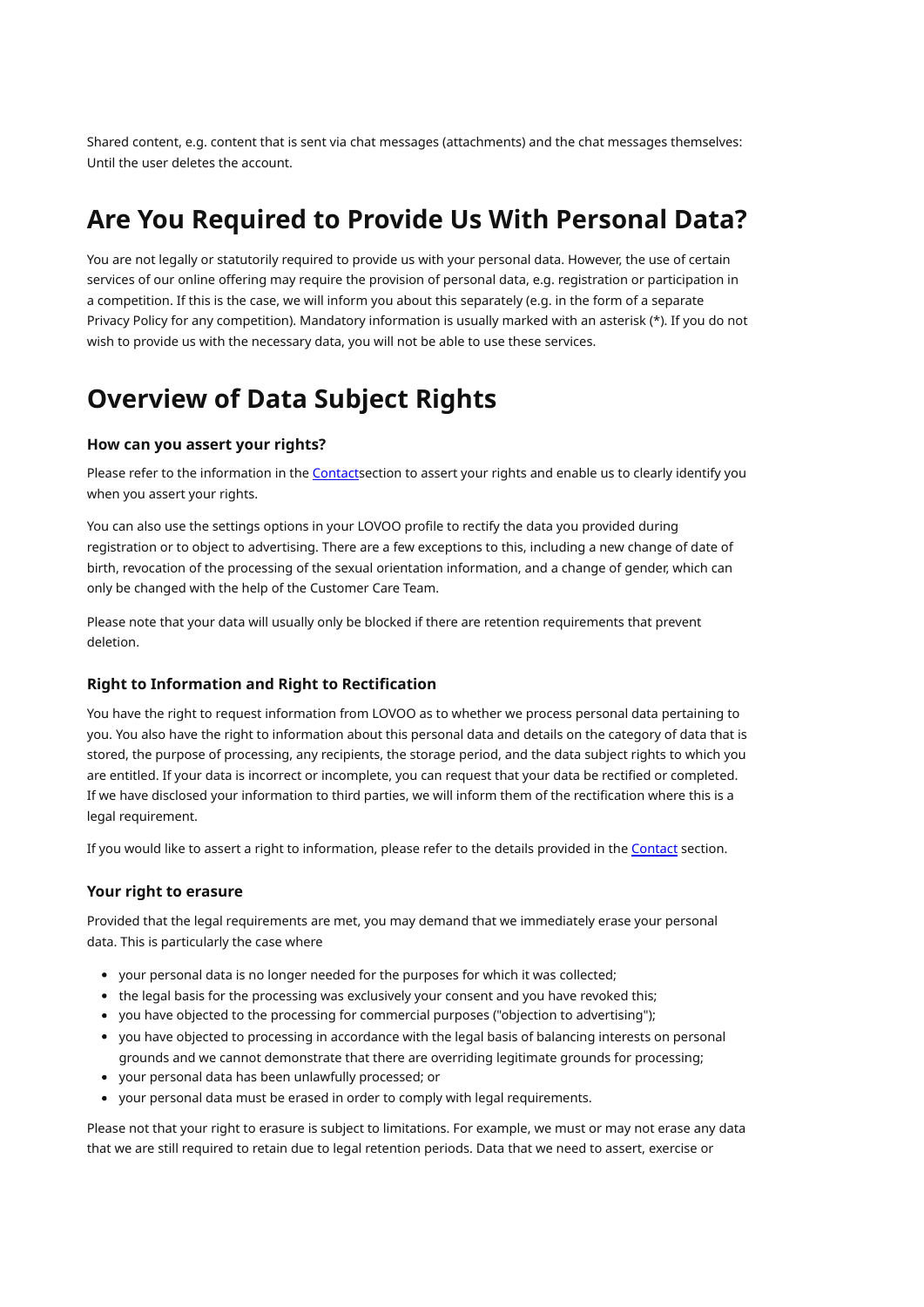Shared content, e.g. content that is sent via chat messages (attachments) and the chat messages themselves: Until the user deletes the account.

# Are You Required to Provide Us With Personal Data?

You are not legally or statutorily required to provide us with your personal data. However, the use of certain services of our online offering may require the provision of personal data, e.g. registration or participation in a competition. If this is the case, we will inform you about this separately (e.g. in the form of a separate Privacy Policy for any competition). Mandatory information is usually marked with an asterisk (*). If you do not wish to provide us with the necessary data, you will not be able to use these services.

# Overview of Data Subject Rights

### How can you assert your rights?

Please refer to the information in the Contactsection to assert your rights and enable us to clearly identify you when you assert your rights.

You can also use the settings options in your LOVOO profile to rectify the data you provided during registration or to object to advertising. There are a few exceptions to this, including a new change of date of birth, revocation of the processing of the sexual orientation information, and a change of gender, which can only be changed with the help of the Customer Care Team.

Please note that your data will usually only be blocked if there are retention requirements that prevent deletion.

### Right to Information and Right to Rectification

You have the right to request information from LOVOO as to whether we process personal data pertaining to you. You also have the right to information about this personal data and details on the category of data that is stored, the purpose of processing, any recipients, the storage period, and the data subject rights to which you are entitled. If your data is incorrect or incomplete, you can request that your data be rectified or completed. If we have disclosed your information to third parties, we will inform them of the rectification where this is a legal requirement.

If you would like to assert a right to information, please refer to the details provided in the Contact section.

### Your right to erasure

Provided that the legal requirements are met, you may demand that we immediately erase your personal data. This is particularly the case where

- your personal data is no longer needed for the purposes for which it was collected;
- the legal basis for the processing was exclusively your consent and you have revoked this;
- you have objected to the processing for commercial purposes ("objection to advertising");
- you have objected to processing in accordance with the legal basis of balancing interests on personal grounds and we cannot demonstrate that there are overriding legitimate grounds for processing;
- your personal data has been unlawfully processed; or
- your personal data must be erased in order to comply with legal requirements.

Please not that your right to erasure is subject to limitations. For example, we must or may not erase any data that we are still required to retain due to legal retention periods. Data that we need to assert, exercise or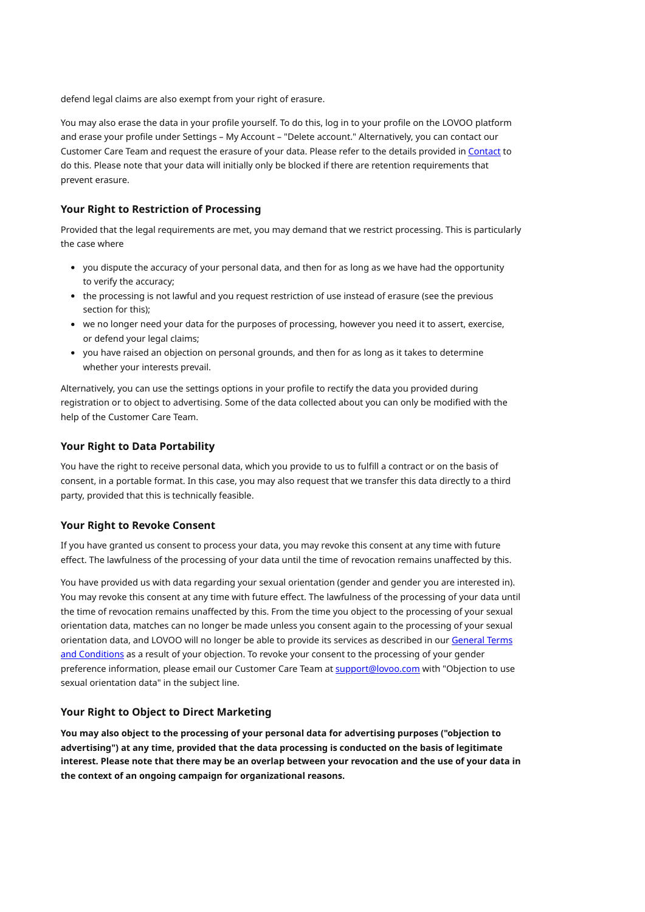defend legal claims are also exempt from your right of erasure.

You may also erase the data in your profile yourself. To do this, log in to your profile on the LOVOO platform and erase your profile under Settings – My Account – "Delete account." Alternatively, you can contact our Customer Care Team and request the erasure of your data. Please refer to the details provided in Contact to do this. Please note that your data will initially only be blocked if there are retention requirements that prevent erasure.

### Your Right to Restriction of Processing

Provided that the legal requirements are met, you may demand that we restrict processing. This is particularly the case where

- you dispute the accuracy of your personal data, and then for as long as we have had the opportunity to verify the accuracy;
- the processing is not lawful and you request restriction of use instead of erasure (see the previous section for this);
- we no longer need your data for the purposes of processing, however you need it to assert, exercise, or defend your legal claims;
- you have raised an objection on personal grounds, and then for as long as it takes to determine whether your interests prevail.

Alternatively, you can use the settings options in your profile to rectify the data you provided during registration or to object to advertising. Some of the data collected about you can only be modified with the help of the Customer Care Team.

### Your Right to Data Portability

You have the right to receive personal data, which you provide to us to fulfill a contract or on the basis of consent, in a portable format. In this case, you may also request that we transfer this data directly to a third party, provided that this is technically feasible.

### Your Right to Revoke Consent

If you have granted us consent to process your data, you may revoke this consent at any time with future effect. The lawfulness of the processing of your data until the time of revocation remains unaffected by this.

You have provided us with data regarding your sexual orientation (gender and gender you are interested in). You may revoke this consent at any time with future effect. The lawfulness of the processing of your data until the time of revocation remains unaffected by this. From the time you object to the processing of your sexual orientation data, matches can no longer be made unless you consent again to the processing of your sexual orientation data, and LOVOO will no longer be able to provide its services as described in our General Terms and Conditions as a result of your objection. To revoke your consent to the processing of your gender preference information, please email our Customer Care Team at support@lovoo.com with "Objection to use sexual orientation data" in the subject line.

### Your Right to Object to Direct Marketing

**You may also object to the processing of your personal data for advertising purposes ("objection to advertising") at any time, provided that the data processing is conducted on the basis of legitimate interest. Please note that there may be an overlap between your revocation and the use of your data in the context of an ongoing campaign for organizational reasons.**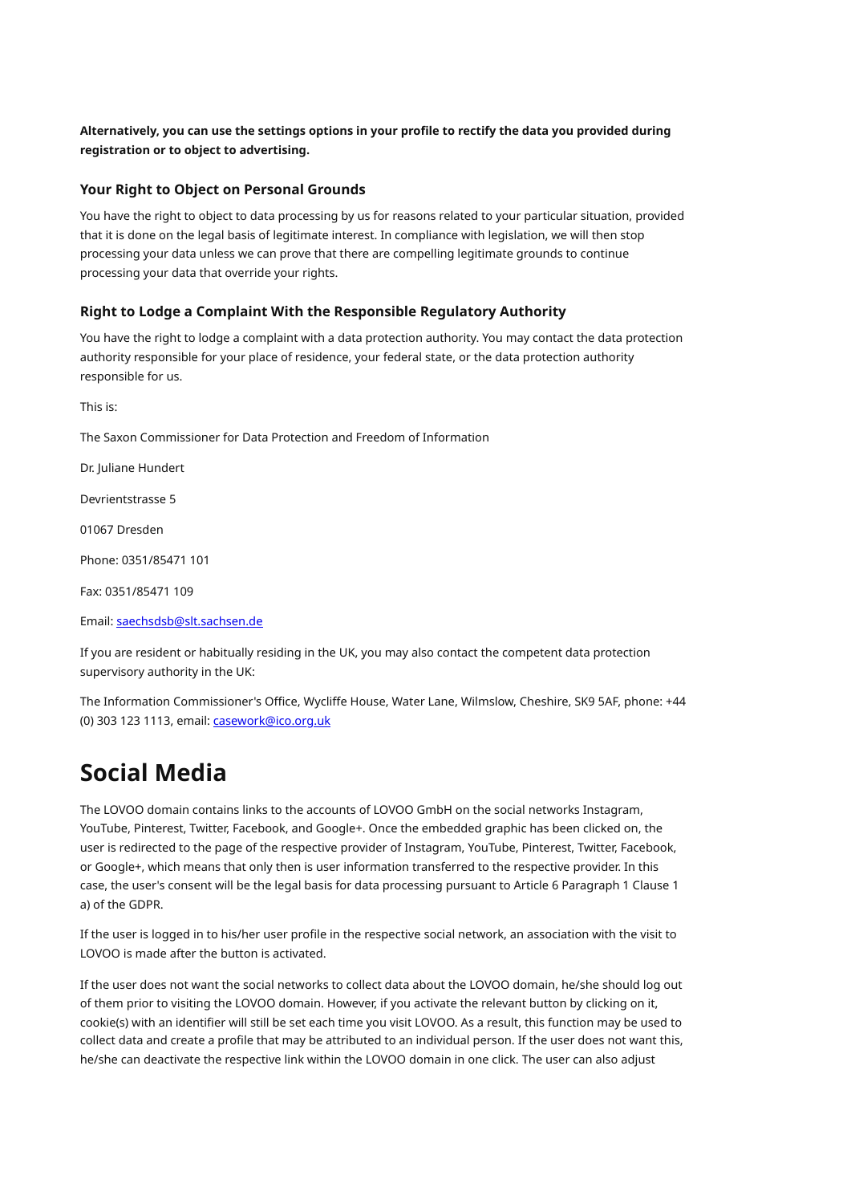**Alternatively, you can use the settings options in your profile to rectify the data you provided during registration or to object to advertising.**

### Your Right to Object on Personal Grounds

You have the right to object to data processing by us for reasons related to your particular situation, provided that it is done on the legal basis of legitimate interest. In compliance with legislation, we will then stop processing your data unless we can prove that there are compelling legitimate grounds to continue processing your data that override your rights.

### Right to Lodge a Complaint With the Responsible Regulatory Authority

You have the right to lodge a complaint with a data protection authority. You may contact the data protection authority responsible for your place of residence, your federal state, or the data protection authority responsible for us.

This is:

The Saxon Commissioner for Data Protection and Freedom of Information

Dr. Juliane Hundert

Devrientstrasse 5

01067 Dresden

Phone: 0351/85471 101

Fax: 0351/85471 109

Email: saechsdsb@slt.sachsen.de

If you are resident or habitually residing in the UK, you may also contact the competent data protection supervisory authority in the UK:

The Information Commissioner's Office, Wycliffe House, Water Lane, Wilmslow, Cheshire, SK9 5AF, phone: +44 (0) 303 123 1113, email: casework@ico.org.uk

# Social Media

The LOVOO domain contains links to the accounts of LOVOO GmbH on the social networks Instagram, YouTube, Pinterest, Twitter, Facebook, and Google+. Once the embedded graphic has been clicked on, the user is redirected to the page of the respective provider of Instagram, YouTube, Pinterest, Twitter, Facebook, or Google+, which means that only then is user information transferred to the respective provider. In this case, the user's consent will be the legal basis for data processing pursuant to Article 6 Paragraph 1 Clause 1 a) of the GDPR.

If the user is logged in to his/her user profile in the respective social network, an association with the visit to LOVOO is made after the button is activated.

If the user does not want the social networks to collect data about the LOVOO domain, he/she should log out of them prior to visiting the LOVOO domain. However, if you activate the relevant button by clicking on it, cookie(s) with an identifier will still be set each time you visit LOVOO. As a result, this function may be used to collect data and create a profile that may be attributed to an individual person. If the user does not want this, he/she can deactivate the respective link within the LOVOO domain in one click. The user can also adjust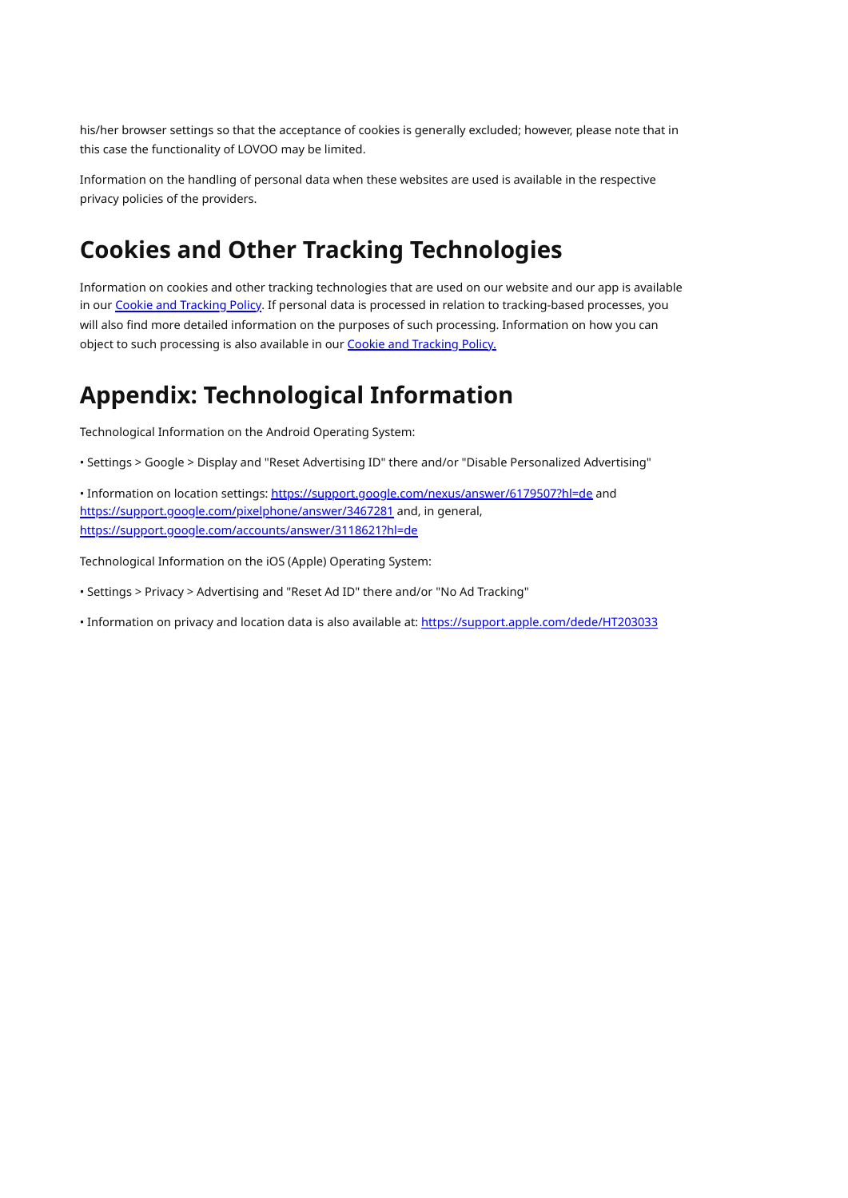his/her browser settings so that the acceptance of cookies is generally excluded; however, please note that in this case the functionality of LOVOO may be limited.

Information on the handling of personal data when these websites are used is available in the respective privacy policies of the providers.

# Cookies and Other Tracking Technologies

Information on cookies and other tracking technologies that are used on our website and our app is available in our [Cookie and Tracking Policy](). If personal data is processed in relation to tracking-based processes, you will also find more detailed information on the purposes of such processing. Information on how you can object to such processing is also available in our [Cookie and Tracking Policy.]()

# Appendix: Technological Information

Technological Information on the Android Operating System:

• Settings > Google > Display and "Reset Advertising ID" there and/or "Disable Personalized Advertising"

• Information on location settings: https://support.google.com/nexus/answer/6179507?hl=de and https://support.google.com/pixelphone/answer/3467281 and, in general, https://support.google.com/accounts/answer/3118621?hl=de

Technological Information on the iOS (Apple) Operating System:

• Settings > Privacy > Advertising and "Reset Ad ID" there and/or "No Ad Tracking"

• Information on privacy and location data is also available at: https://support.apple.com/dede/HT203033